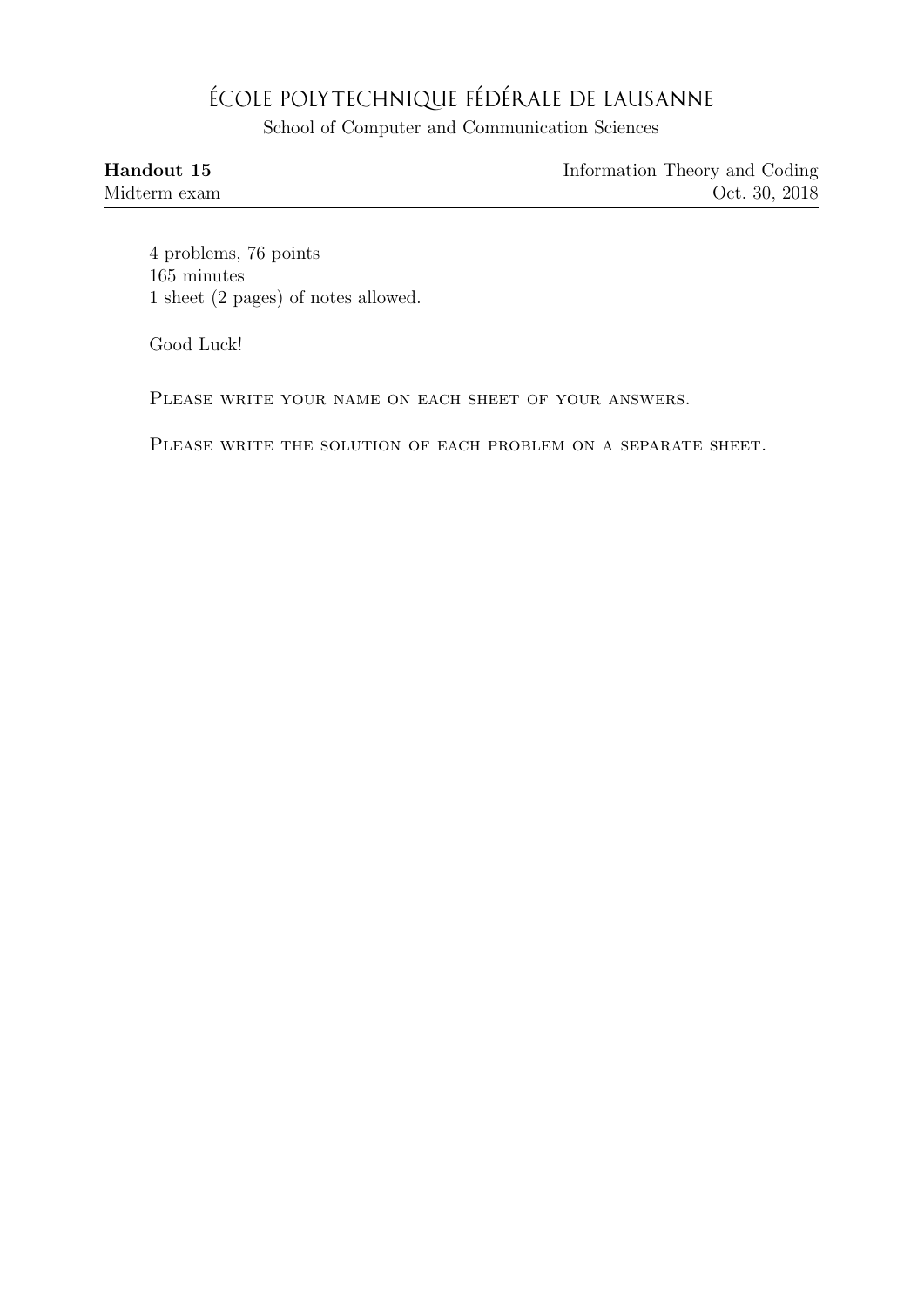# ÉCOLE POLYTECHNIQUE FÉDÉRALE DE LAUSANNE

School of Computer and Communication Sciences

**Handout 15** | Information Theory and Coding

Midterm exam | Oct. 30, 2018

4 problems, 76 points
165 minutes
1 sheet (2 pages) of notes allowed.

Good Luck!

PLEASE WRITE YOUR NAME ON EACH SHEET OF YOUR ANSWERS.

PLEASE WRITE THE SOLUTION OF EACH PROBLEM ON A SEPARATE SHEET.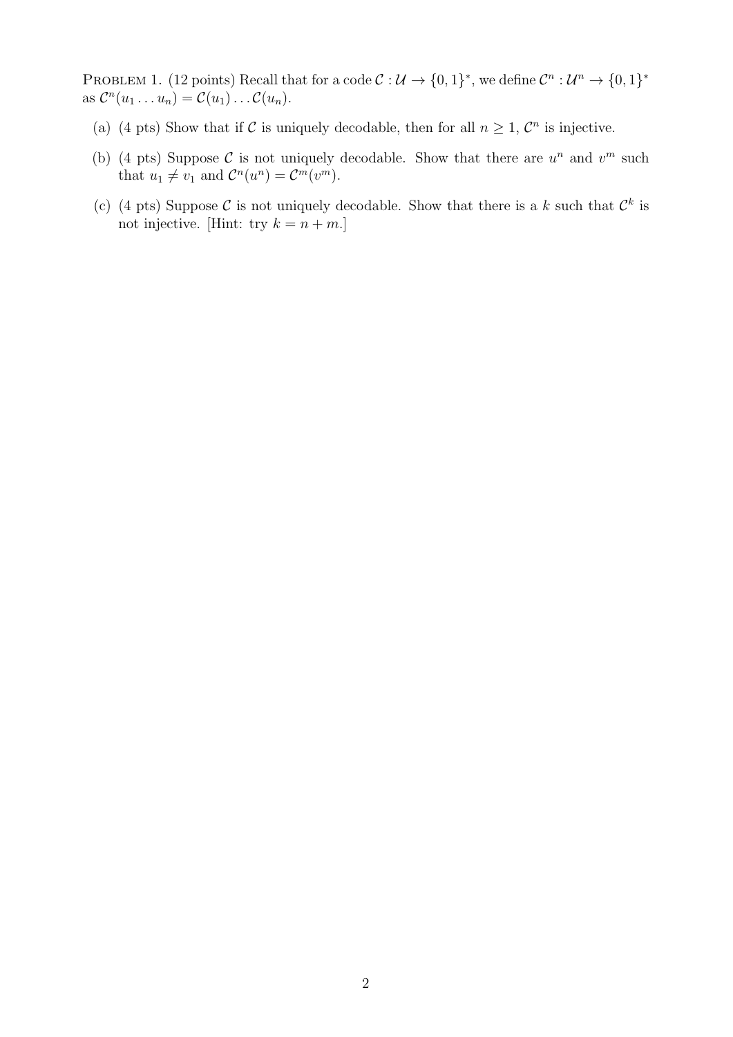PROBLEM 1. (12 points) Recall that for a code $\mathcal{C} : \mathcal{U} \to \{0,1\}^*$, we define $\mathcal{C}^n : \mathcal{U}^n \to \{0,1\}^*$ as $\mathcal{C}^n(u_1 \dots u_n) = \mathcal{C}(u_1) \dots \mathcal{C}(u_n)$.

(a) (4 pts) Show that if $\mathcal{C}$ is uniquely decodable, then for all $n \geq 1$, $\mathcal{C}^n$ is injective.

(b) (4 pts) Suppose $\mathcal{C}$ is not uniquely decodable. Show that there are $u^n$ and $v^m$ such that $u_1 \neq v_1$ and $\mathcal{C}^n(u^n) = \mathcal{C}^m(v^m)$.

(c) (4 pts) Suppose $\mathcal{C}$ is not uniquely decodable. Show that there is a $k$ such that $\mathcal{C}^k$ is not injective. [Hint: try $k = n + m$.]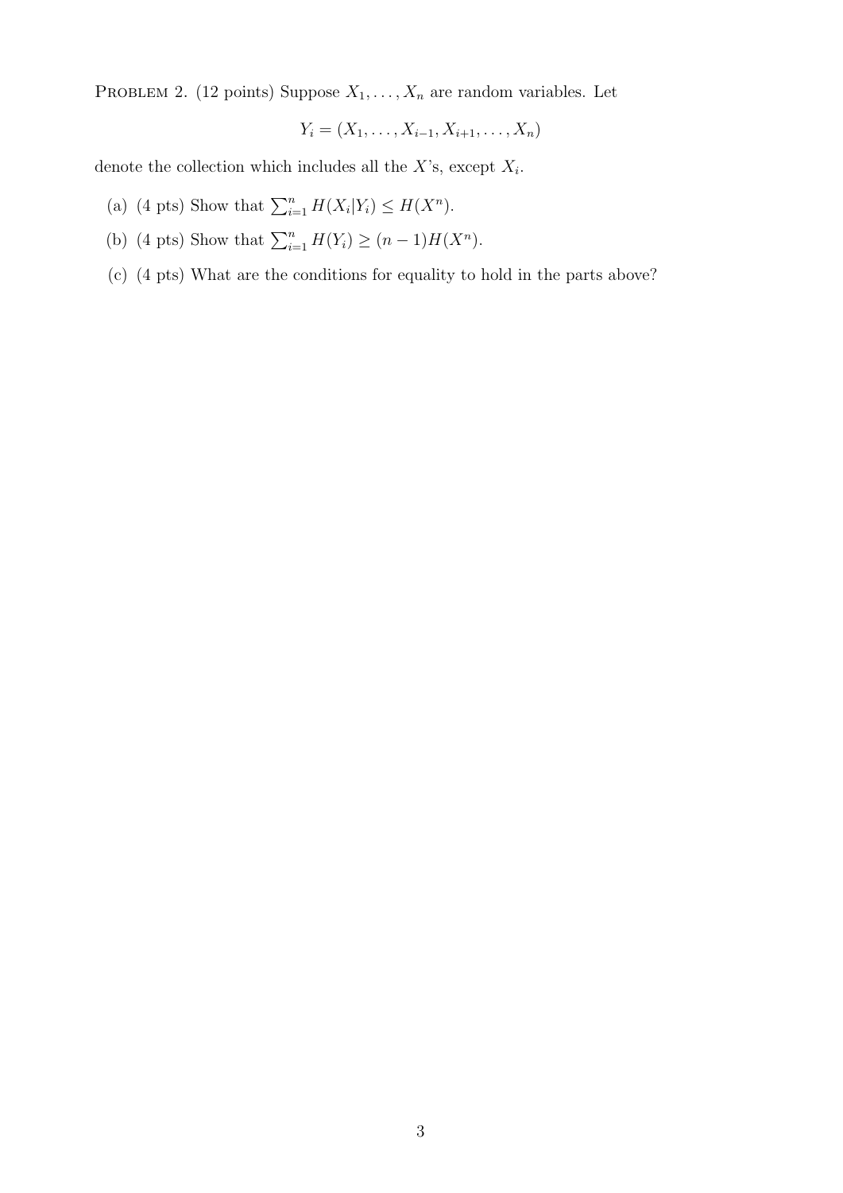Problem 2. (12 points) Suppose $X_1, \ldots, X_n$ are random variables. Let

$$Y_i = (X_1, \ldots, X_{i-1}, X_{i+1}, \ldots, X_n)$$

denote the collection which includes all the $X$'s, except $X_i$.

(a) (4 pts) Show that $\sum_{i=1}^{n} H(X_i|Y_i) \leq H(X^n)$.

(b) (4 pts) Show that $\sum_{i=1}^{n} H(Y_i) \geq (n-1)H(X^n)$.

(c) (4 pts) What are the conditions for equality to hold in the parts above?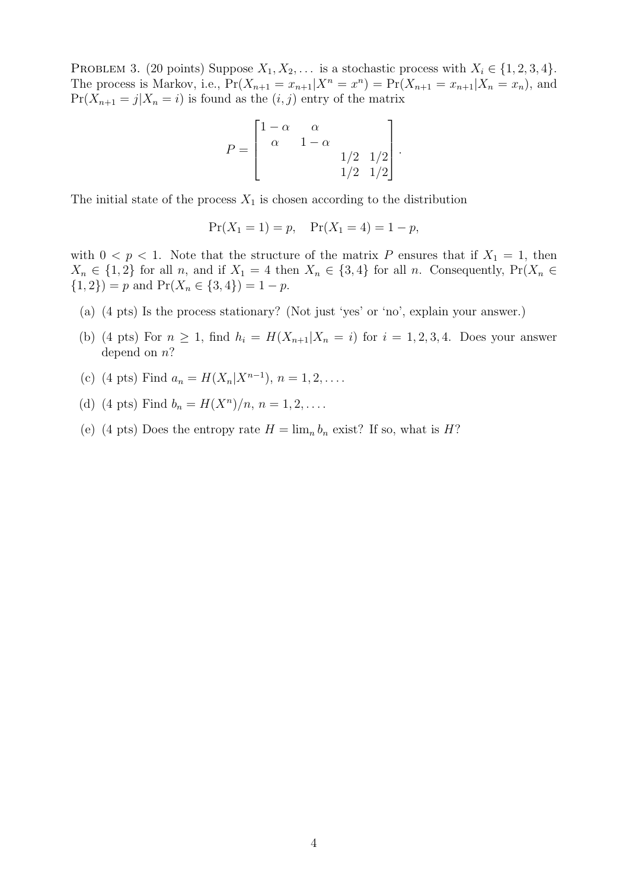PROBLEM 3. (20 points) Suppose $X_1, X_2, \ldots$ is a stochastic process with $X_i \in \{1, 2, 3, 4\}$. The process is Markov, i.e., $\Pr(X_{n+1} = x_{n+1} | X^n = x^n) = \Pr(X_{n+1} = x_{n+1} | X_n = x_n)$, and $\Pr(X_{n+1} = j | X_n = i)$ is found as the $(i, j)$ entry of the matrix

$$P = \begin{bmatrix} 1-\alpha & \alpha & & \\ \alpha & 1-\alpha & & \\ & & 1/2 & 1/2 \\ & & 1/2 & 1/2 \end{bmatrix}.$$

The initial state of the process $X_1$ is chosen according to the distribution

$$\Pr(X_1 = 1) = p, \quad \Pr(X_1 = 4) = 1 - p,$$

with $0 < p < 1$. Note that the structure of the matrix $P$ ensures that if $X_1 = 1$, then $X_n \in \{1, 2\}$ for all $n$, and if $X_1 = 4$ then $X_n \in \{3, 4\}$ for all $n$. Consequently, $\Pr(X_n \in \{1, 2\}) = p$ and $\Pr(X_n \in \{3, 4\}) = 1 - p$.

(a) (4 pts) Is the process stationary? (Not just 'yes' or 'no', explain your answer.)

(b) (4 pts) For $n \geq 1$, find $h_i = H(X_{n+1} | X_n = i)$ for $i = 1, 2, 3, 4$. Does your answer depend on $n$?

(c) (4 pts) Find $a_n = H(X_n | X^{n-1})$, $n = 1, 2, \ldots$.

(d) (4 pts) Find $b_n = H(X^n)/n$, $n = 1, 2, \ldots$.

(e) (4 pts) Does the entropy rate $H = \lim_n b_n$ exist? If so, what is $H$?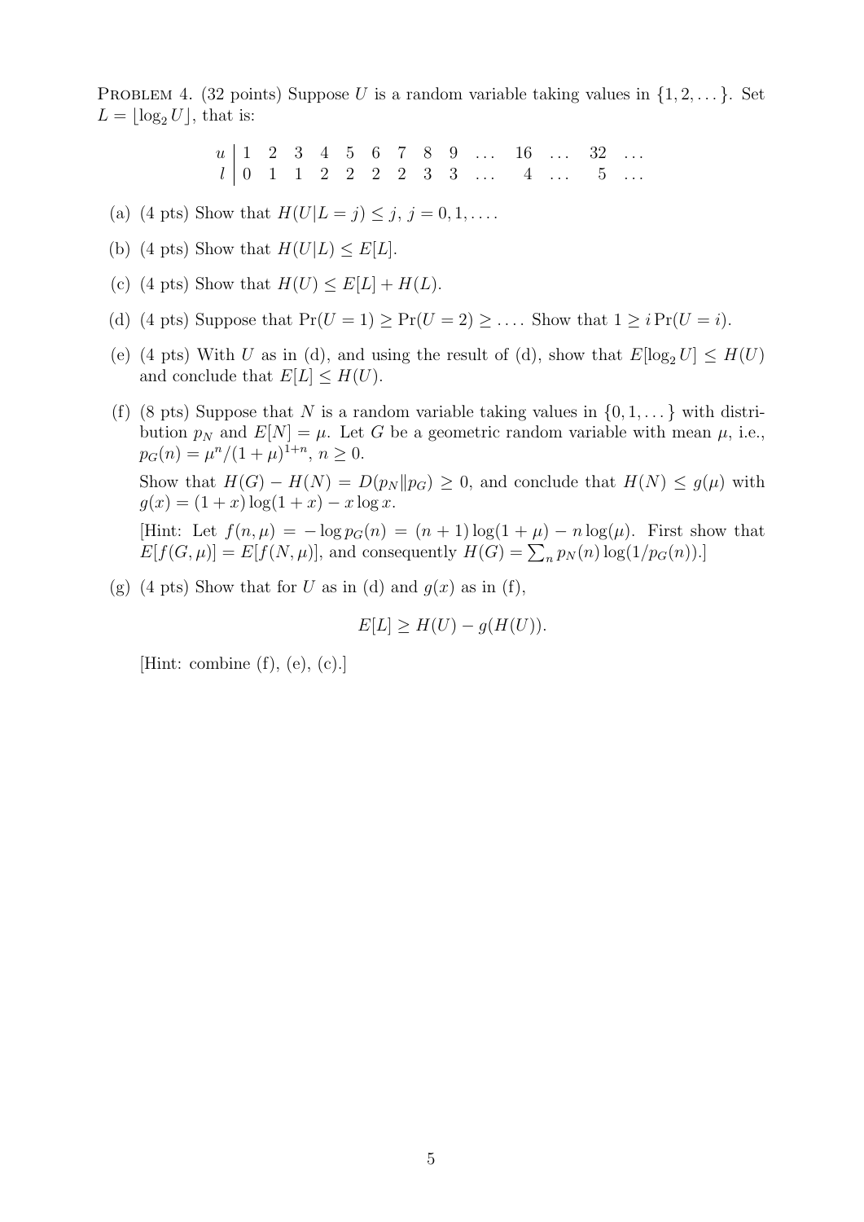PROBLEM 4. (32 points) Suppose $U$ is a random variable taking values in $\{1, 2, \dots\}$. Set $L = \lfloor \log_2 U \rfloor$, that is:

| $u$ | 1 | 2 | 3 | 4 | 5 | 6 | 7 | 8 | 9 | ... | 16 | ... | 32 | ... |
|---|---|---|---|---|---|---|---|---|---|---|---|---|---|---|
| $l$ | 0 | 1 | 1 | 2 | 2 | 2 | 2 | 3 | 3 | ... | 4 | ... | 5 | ... |

(a) (4 pts) Show that $H(U|L = j) \le j$, $j = 0, 1, \dots$.

(b) (4 pts) Show that $H(U|L) \le E[L]$.

(c) (4 pts) Show that $H(U) \le E[L] + H(L)$.

(d) (4 pts) Suppose that $\Pr(U = 1) \ge \Pr(U = 2) \ge \dots$. Show that $1 \ge i \Pr(U = i)$.

(e) (4 pts) With $U$ as in (d), and using the result of (d), show that $E[\log_2 U] \le H(U)$ and conclude that $E[L] \le H(U)$.

(f) (8 pts) Suppose that $N$ is a random variable taking values in $\{0, 1, \dots\}$ with distribution $p_N$ and $E[N] = \mu$. Let $G$ be a geometric random variable with mean $\mu$, i.e., $p_G(n) = \mu^n/(1+\mu)^{1+n}$, $n \ge 0$.

Show that $H(G) - H(N) = D(p_N \| p_G) \ge 0$, and conclude that $H(N) \le g(\mu)$ with $g(x) = (1+x)\log(1+x) - x \log x$.

[Hint: Let $f(n, \mu) = -\log p_G(n) = (n+1)\log(1+\mu) - n\log(\mu)$. First show that $E[f(G, \mu)] = E[f(N, \mu)]$, and consequently $H(G) = \sum_n p_N(n) \log(1/p_G(n))$.]

(g) (4 pts) Show that for $U$ as in (d) and $g(x)$ as in (f),

$$E[L] \ge H(U) - g(H(U)).$$

[Hint: combine (f), (e), (c).]